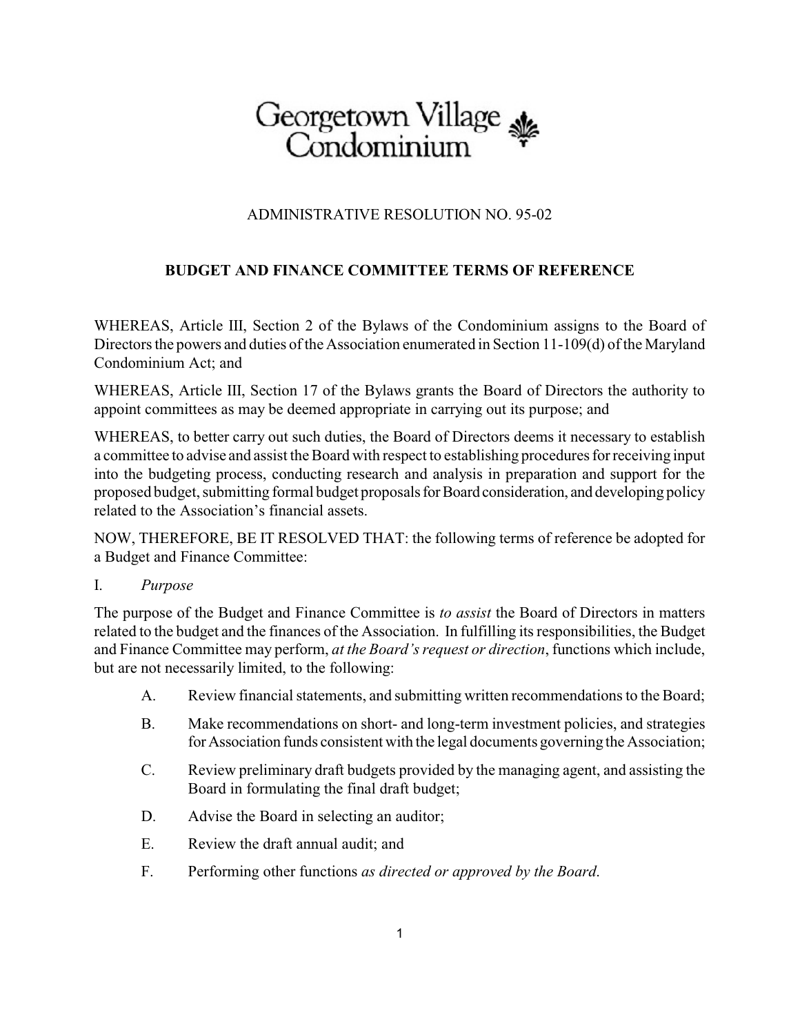# Georgetown Village Condominium

ADMINISTRATIVE RESOLUTION NO. 95-02

## BUDGET AND FINANCE COMMITTEE TERMS OF REFERENCE

WHEREAS, Article III, Section 2 of the Bylaws of the Condominium assigns to the Board of Directors the powers and duties of the Association enumerated in Section 11-109(d) of the Maryland Condominium Act; and

WHEREAS, Article III, Section 17 of the Bylaws grants the Board of Directors the authority to appoint committees as may be deemed appropriate in carrying out its purpose; and

WHEREAS, to better carry out such duties, the Board of Directors deems it necessary to establish a committee to advise and assist the Board with respect to establishing procedures for receiving input into the budgeting process, conducting research and analysis in preparation and support for the proposed budget, submitting formal budget proposals for Board consideration, and developing policy related to the Association's financial assets.

NOW, THEREFORE, BE IT RESOLVED THAT: the following terms of reference be adopted for a Budget and Finance Committee:

I. *Purpose*

The purpose of the Budget and Finance Committee is *to assist* the Board of Directors in matters related to the budget and the finances of the Association. In fulfilling its responsibilities, the Budget and Finance Committee may perform, *at the Board's request or direction*, functions which include, but are not necessarily limited, to the following:

- A. Review financial statements, and submitting written recommendations to the Board;
- B. Make recommendations on short- and long-term investment policies, and strategies for Association funds consistent with the legal documents governing the Association;
- C. Review preliminary draft budgets provided by the managing agent, and assisting the Board in formulating the final draft budget;
- D. Advise the Board in selecting an auditor;
- E. Review the draft annual audit; and
- F. Performing other functions *as directed or approved by the Board*.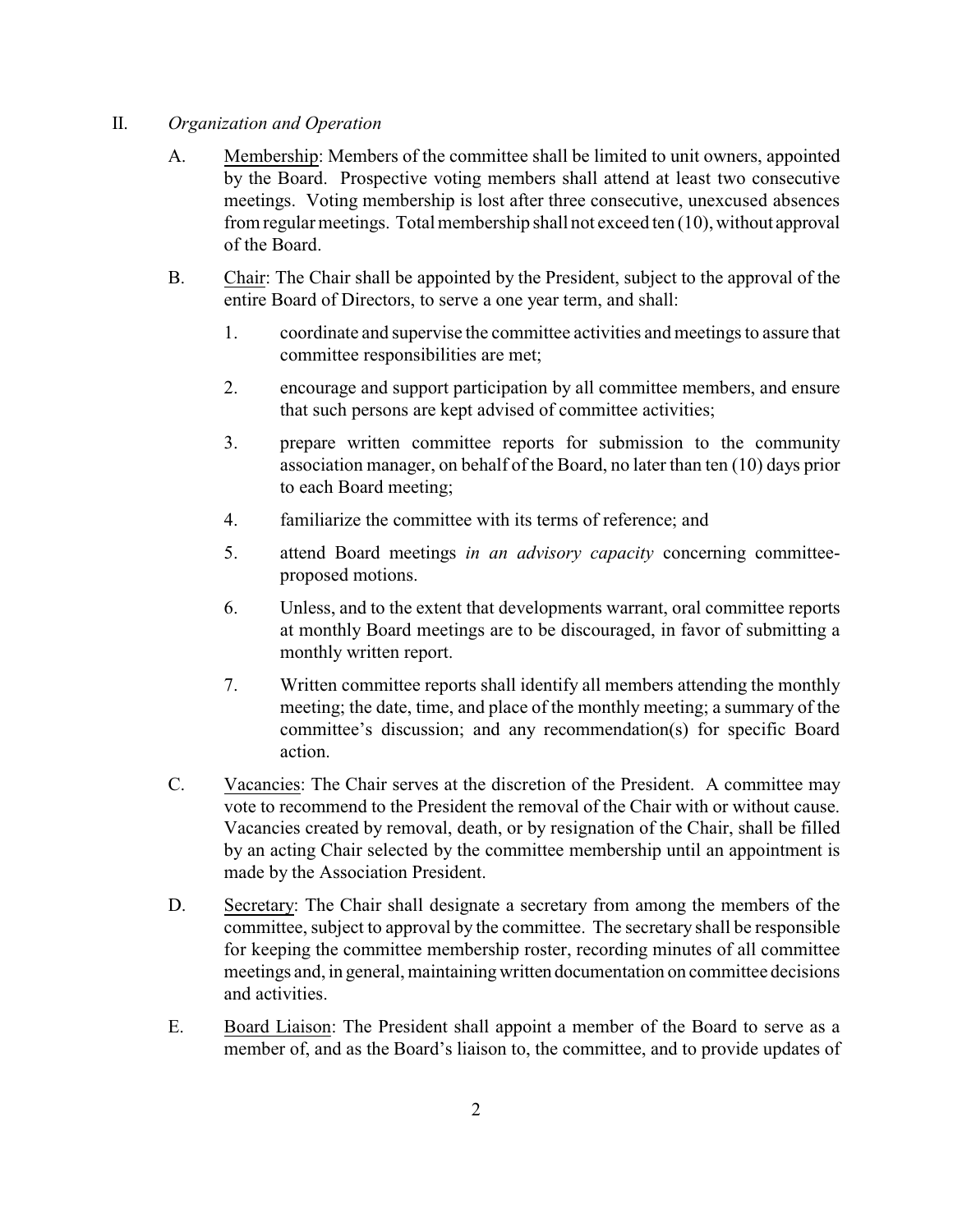## II. *Organization and Operation*

A. Membership: Members of the committee shall be limited to unit owners, appointed by the Board. Prospective voting members shall attend at least two consecutive meetings. Voting membership is lost after three consecutive, unexcused absences from regular meetings. Total membership shall not exceed ten (10), without approval of the Board.

B. Chair: The Chair shall be appointed by the President, subject to the approval of the entire Board of Directors, to serve a one year term, and shall:

1. coordinate and supervise the committee activities and meetings to assure that committee responsibilities are met;
2. encourage and support participation by all committee members, and ensure that such persons are kept advised of committee activities;
3. prepare written committee reports for submission to the community association manager, on behalf of the Board, no later than ten (10) days prior to each Board meeting;
4. familiarize the committee with its terms of reference; and
5. attend Board meetings *in an advisory capacity* concerning committee-proposed motions.
6. Unless, and to the extent that developments warrant, oral committee reports at monthly Board meetings are to be discouraged, in favor of submitting a monthly written report.
7. Written committee reports shall identify all members attending the monthly meeting; the date, time, and place of the monthly meeting; a summary of the committee's discussion; and any recommendation(s) for specific Board action.

C. Vacancies: The Chair serves at the discretion of the President. A committee may vote to recommend to the President the removal of the Chair with or without cause. Vacancies created by removal, death, or by resignation of the Chair, shall be filled by an acting Chair selected by the committee membership until an appointment is made by the Association President.

D. Secretary: The Chair shall designate a secretary from among the members of the committee, subject to approval by the committee. The secretary shall be responsible for keeping the committee membership roster, recording minutes of all committee meetings and, in general, maintaining written documentation on committee decisions and activities.

E. Board Liaison: The President shall appoint a member of the Board to serve as a member of, and as the Board's liaison to, the committee, and to provide updates of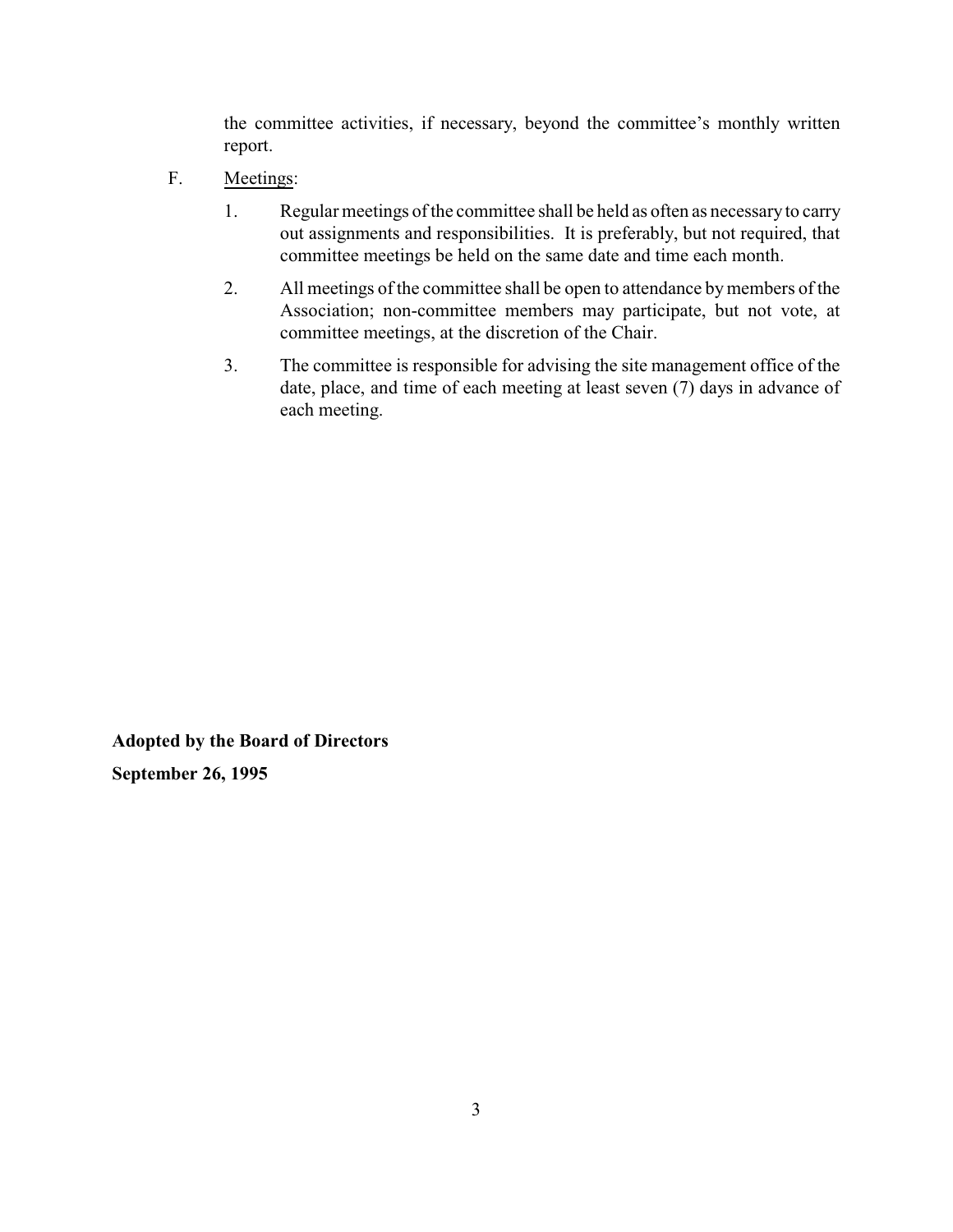the committee activities, if necessary, beyond the committee's monthly written report.

F. Meetings:

1. Regular meetings of the committee shall be held as often as necessary to carry out assignments and responsibilities. It is preferably, but not required, that committee meetings be held on the same date and time each month.

2. All meetings of the committee shall be open to attendance by members of the Association; non-committee members may participate, but not vote, at committee meetings, at the discretion of the Chair.

3. The committee is responsible for advising the site management office of the date, place, and time of each meeting at least seven (7) days in advance of each meeting.

**Adopted by the Board of Directors**

**September 26, 1995**